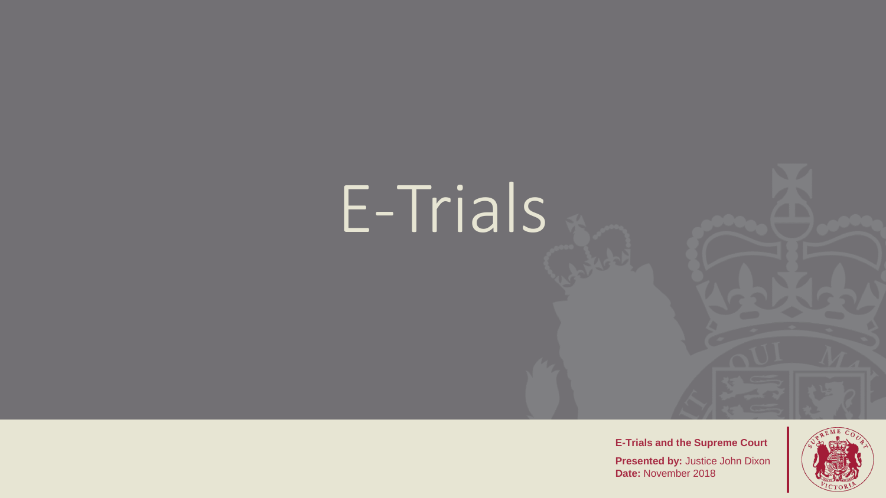# E-Trials

**E-Trials and the Supreme Court**

**Presented by:** Justice John Dixon
**Date:** November 2018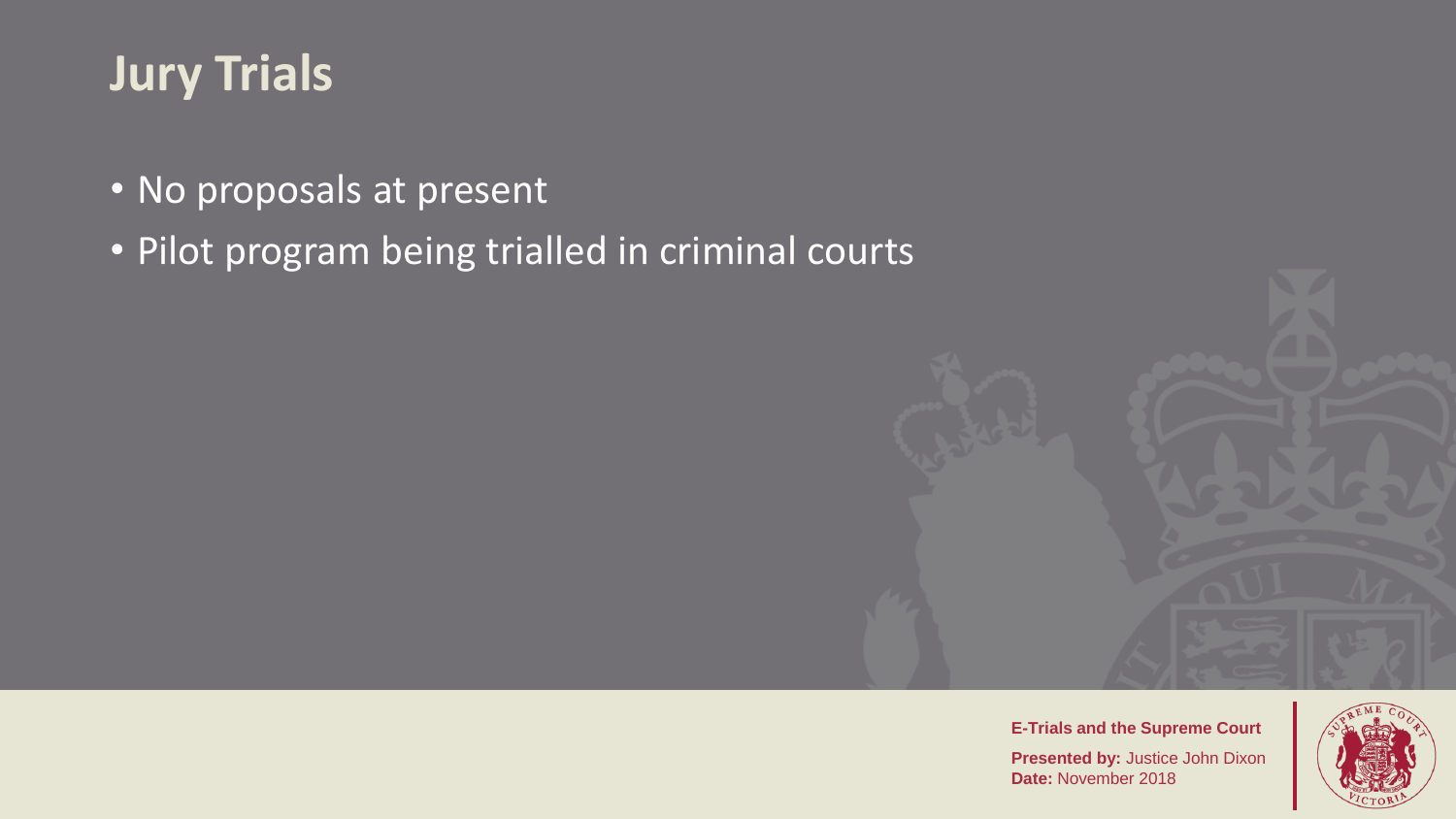# Jury Trials

- No proposals at present
- Pilot program being trialled in criminal courts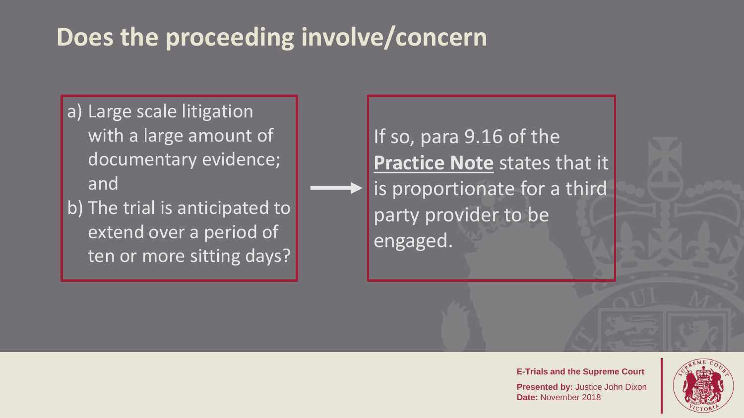# Does the proceeding involve/concern

a) Large scale litigation with a large amount of documentary evidence; and
b) The trial is anticipated to extend over a period of ten or more sitting days?

If so, para 9.16 of the **Practice Note** states that it is proportionate for a third party provider to be engaged.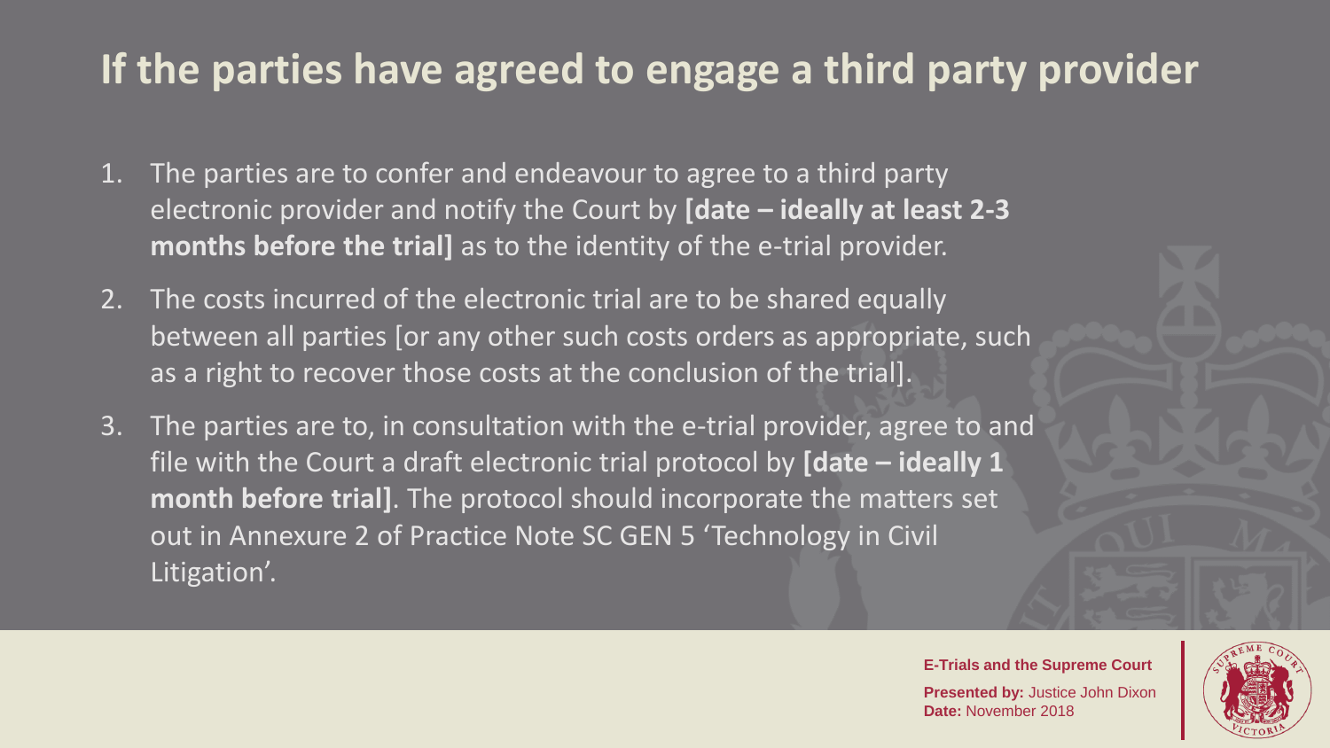# If the parties have agreed to engage a third party provider

1. The parties are to confer and endeavour to agree to a third party electronic provider and notify the Court by **[date – ideally at least 2-3 months before the trial]** as to the identity of the e-trial provider.
2. The costs incurred of the electronic trial are to be shared equally between all parties [or any other such costs orders as appropriate, such as a right to recover those costs at the conclusion of the trial].
3. The parties are to, in consultation with the e-trial provider, agree to and file with the Court a draft electronic trial protocol by **[date – ideally 1 month before trial]**. The protocol should incorporate the matters set out in Annexure 2 of Practice Note SC GEN 5 'Technology in Civil Litigation'.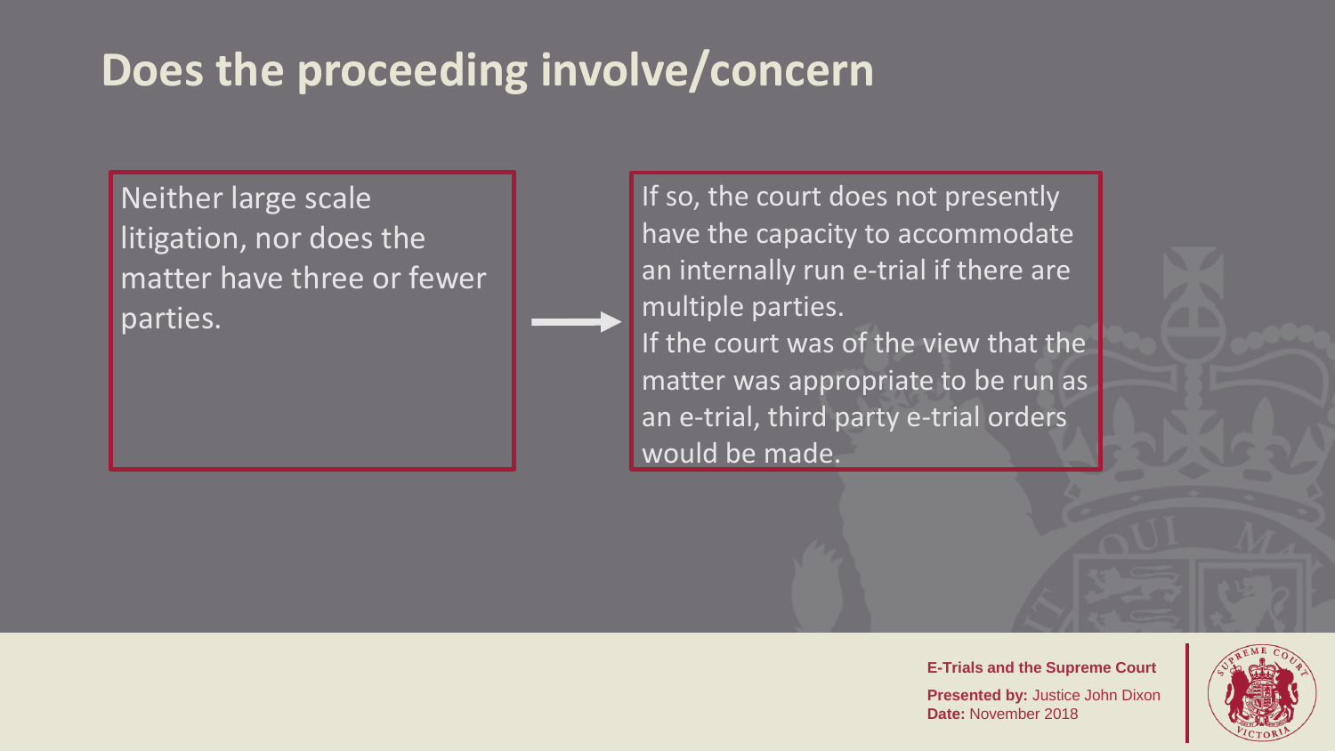# Does the proceeding involve/concern

Neither large scale litigation, nor does the matter have three or fewer parties.

→

If so, the court does not presently have the capacity to accommodate an internally run e-trial if there are multiple parties.

If the court was of the view that the matter was appropriate to be run as an e-trial, third party e-trial orders would be made.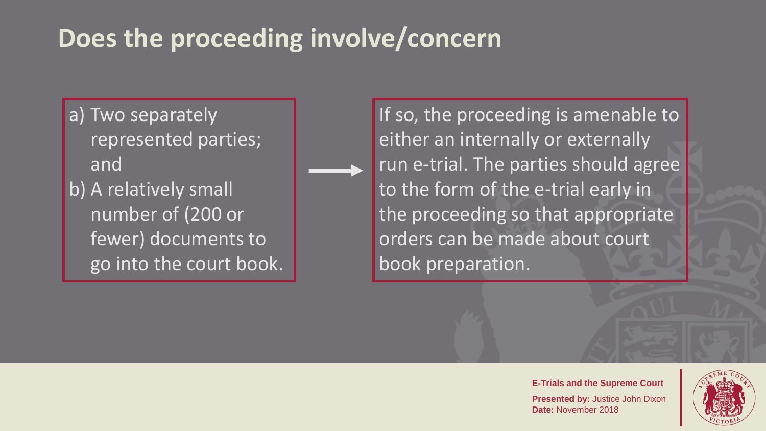# Does the proceeding involve/concern

a) Two separately represented parties; and
b) A relatively small number of (200 or fewer) documents to go into the court book.

→

If so, the proceeding is amenable to either an internally or externally run e-trial. The parties should agree to the form of the e-trial early in the proceeding so that appropriate orders can be made about court book preparation.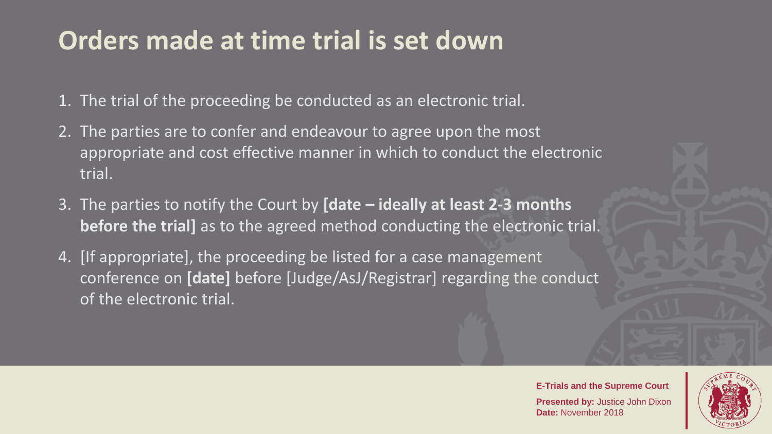# Orders made at time trial is set down

1. The trial of the proceeding be conducted as an electronic trial.
2. The parties are to confer and endeavour to agree upon the most appropriate and cost effective manner in which to conduct the electronic trial.
3. The parties to notify the Court by **[date – ideally at least 2-3 months before the trial]** as to the agreed method conducting the electronic trial.
4. [If appropriate], the proceeding be listed for a case management conference on **[date]** before [Judge/AsJ/Registrar] regarding the conduct of the electronic trial.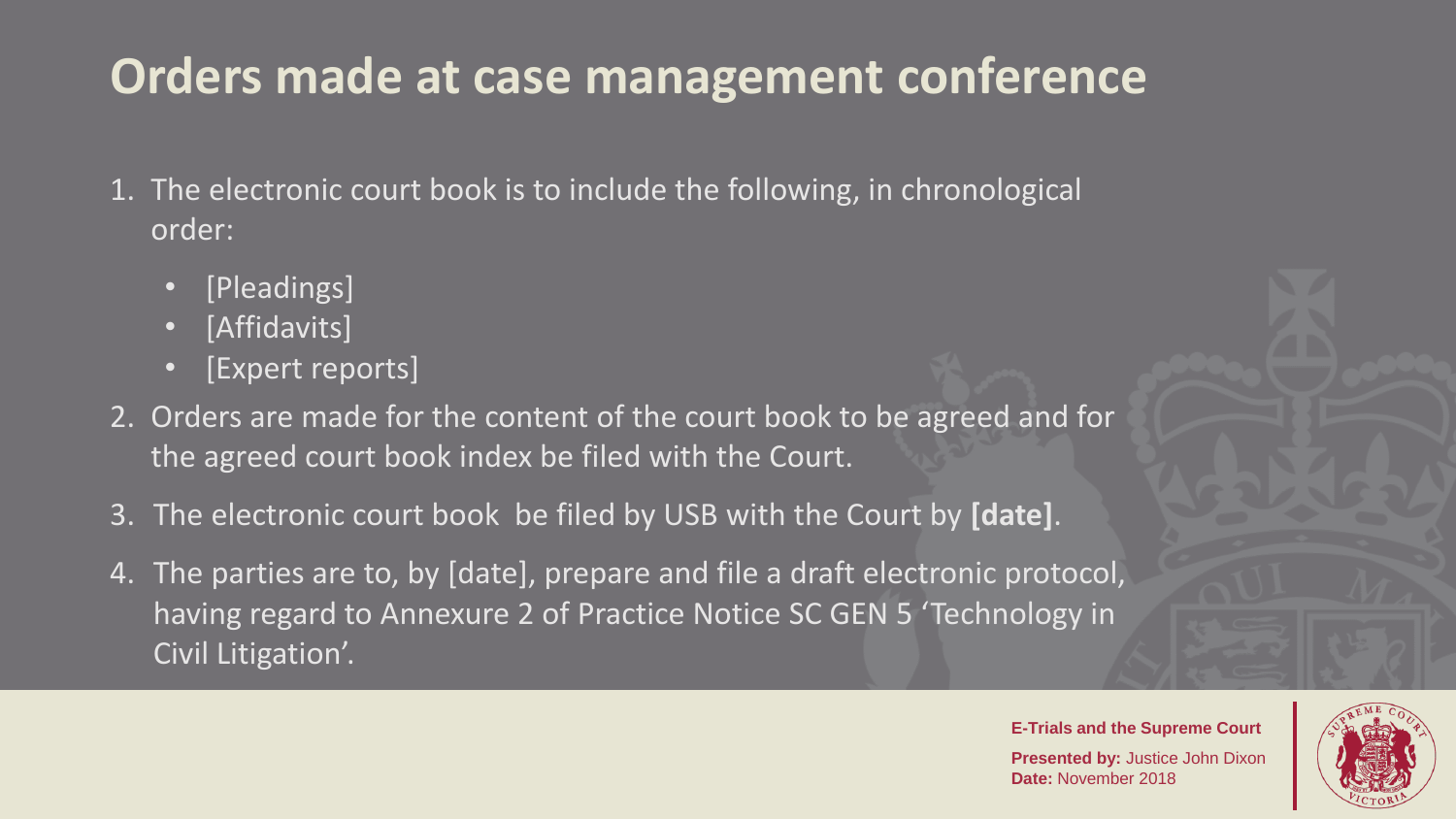# Orders made at case management conference

1. The electronic court book is to include the following, in chronological order:
   - [Pleadings]
   - [Affidavits]
   - [Expert reports]
2. Orders are made for the content of the court book to be agreed and for the agreed court book index be filed with the Court.
3. The electronic court book be filed by USB with the Court by **[date]**.
4. The parties are to, by [date], prepare and file a draft electronic protocol, having regard to Annexure 2 of Practice Notice SC GEN 5 'Technology in Civil Litigation'.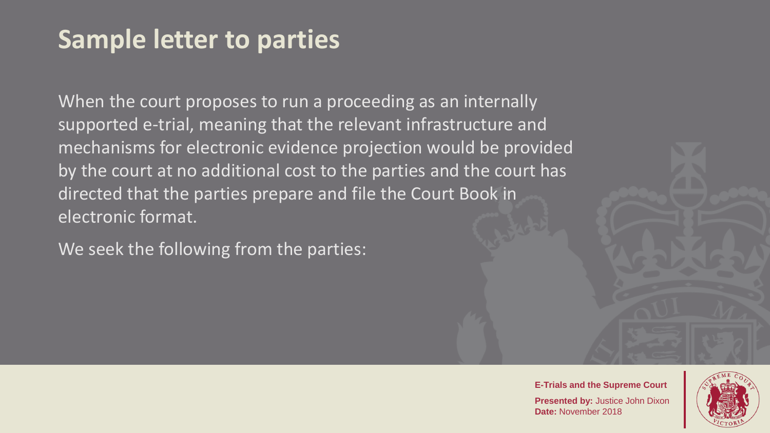# Sample letter to parties

When the court proposes to run a proceeding as an internally supported e-trial, meaning that the relevant infrastructure and mechanisms for electronic evidence projection would be provided by the court at no additional cost to the parties and the court has directed that the parties prepare and file the Court Book in electronic format.

We seek the following from the parties: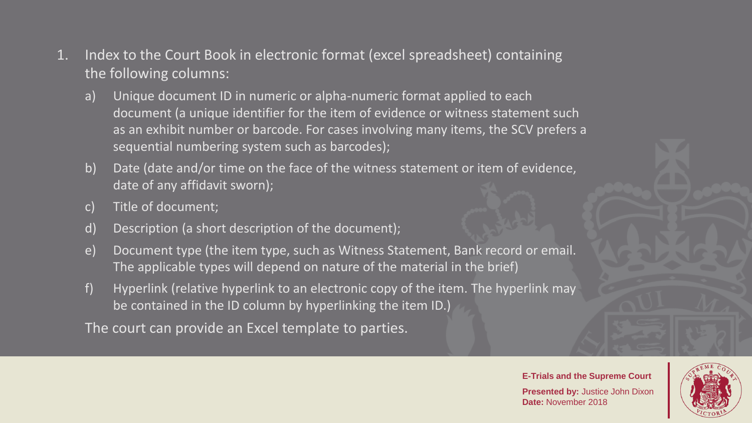1. Index to the Court Book in electronic format (excel spreadsheet) containing the following columns:
   a) Unique document ID in numeric or alpha-numeric format applied to each document (a unique identifier for the item of evidence or witness statement such as an exhibit number or barcode. For cases involving many items, the SCV prefers a sequential numbering system such as barcodes);
   b) Date (date and/or time on the face of the witness statement or item of evidence, date of any affidavit sworn);
   c) Title of document;
   d) Description (a short description of the document);
   e) Document type (the item type, such as Witness Statement, Bank record or email. The applicable types will depend on nature of the material in the brief)
   f) Hyperlink (relative hyperlink to an electronic copy of the item. The hyperlink may be contained in the ID column by hyperlinking the item ID.)

   The court can provide an Excel template to parties.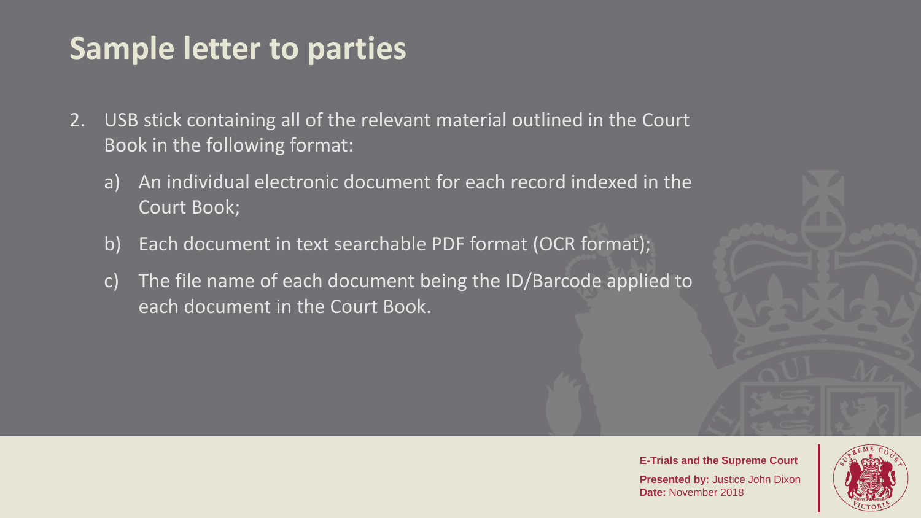# Sample letter to parties

2. USB stick containing all of the relevant material outlined in the Court Book in the following format:
   a) An individual electronic document for each record indexed in the Court Book;
   b) Each document in text searchable PDF format (OCR format);
   c) The file name of each document being the ID/Barcode applied to each document in the Court Book.